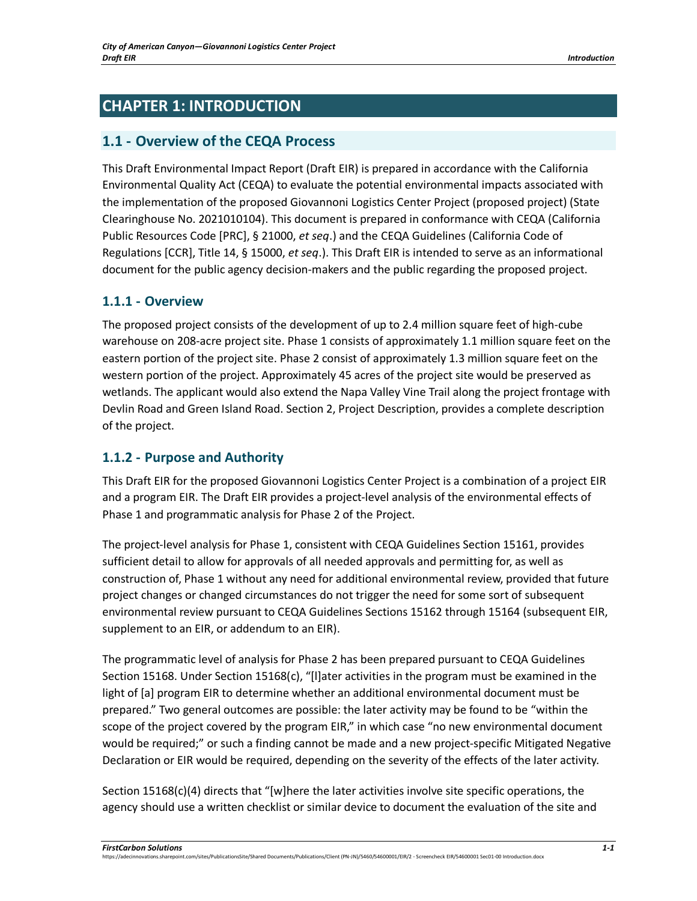# CHAPTER 1: INTRODUCTION

## 1.1 - Overview of the CEQA Process

This Draft Environmental Impact Report (Draft EIR) is prepared in accordance with the California Environmental Quality Act (CEQA) to evaluate the potential environmental impacts associated with the implementation of the proposed Giovannoni Logistics Center Project (proposed project) (State Clearinghouse No. 2021010104). This document is prepared in conformance with CEQA (California Public Resources Code [PRC], § 21000, *et seq*.) and the CEQA Guidelines (California Code of Regulations [CCR], Title 14, § 15000, *et seq*.). This Draft EIR is intended to serve as an informational document for the public agency decision-makers and the public regarding the proposed project.

### 1.1.1 - Overview

The proposed project consists of the development of up to 2.4 million square feet of high-cube warehouse on 208-acre project site. Phase 1 consists of approximately 1.1 million square feet on the eastern portion of the project site. Phase 2 consist of approximately 1.3 million square feet on the western portion of the project. Approximately 45 acres of the project site would be preserved as wetlands. The applicant would also extend the Napa Valley Vine Trail along the project frontage with Devlin Road and Green Island Road. Section 2, Project Description, provides a complete description of the project.

### 1.1.2 - Purpose and Authority

This Draft EIR for the proposed Giovannoni Logistics Center Project is a combination of a project EIR and a program EIR. The Draft EIR provides a project-level analysis of the environmental effects of Phase 1 and programmatic analysis for Phase 2 of the Project.

The project-level analysis for Phase 1, consistent with CEQA Guidelines Section 15161, provides sufficient detail to allow for approvals of all needed approvals and permitting for, as well as construction of, Phase 1 without any need for additional environmental review, provided that future project changes or changed circumstances do not trigger the need for some sort of subsequent environmental review pursuant to CEQA Guidelines Sections 15162 through 15164 (subsequent EIR, supplement to an EIR, or addendum to an EIR).

The programmatic level of analysis for Phase 2 has been prepared pursuant to CEQA Guidelines Section 15168. Under Section 15168(c), "[l]ater activities in the program must be examined in the light of [a] program EIR to determine whether an additional environmental document must be prepared." Two general outcomes are possible: the later activity may be found to be "within the scope of the project covered by the program EIR," in which case "no new environmental document would be required;" or such a finding cannot be made and a new project-specific Mitigated Negative Declaration or EIR would be required, depending on the severity of the effects of the later activity.

Section 15168(c)(4) directs that "[w]here the later activities involve site specific operations, the agency should use a written checklist or similar device to document the evaluation of the site and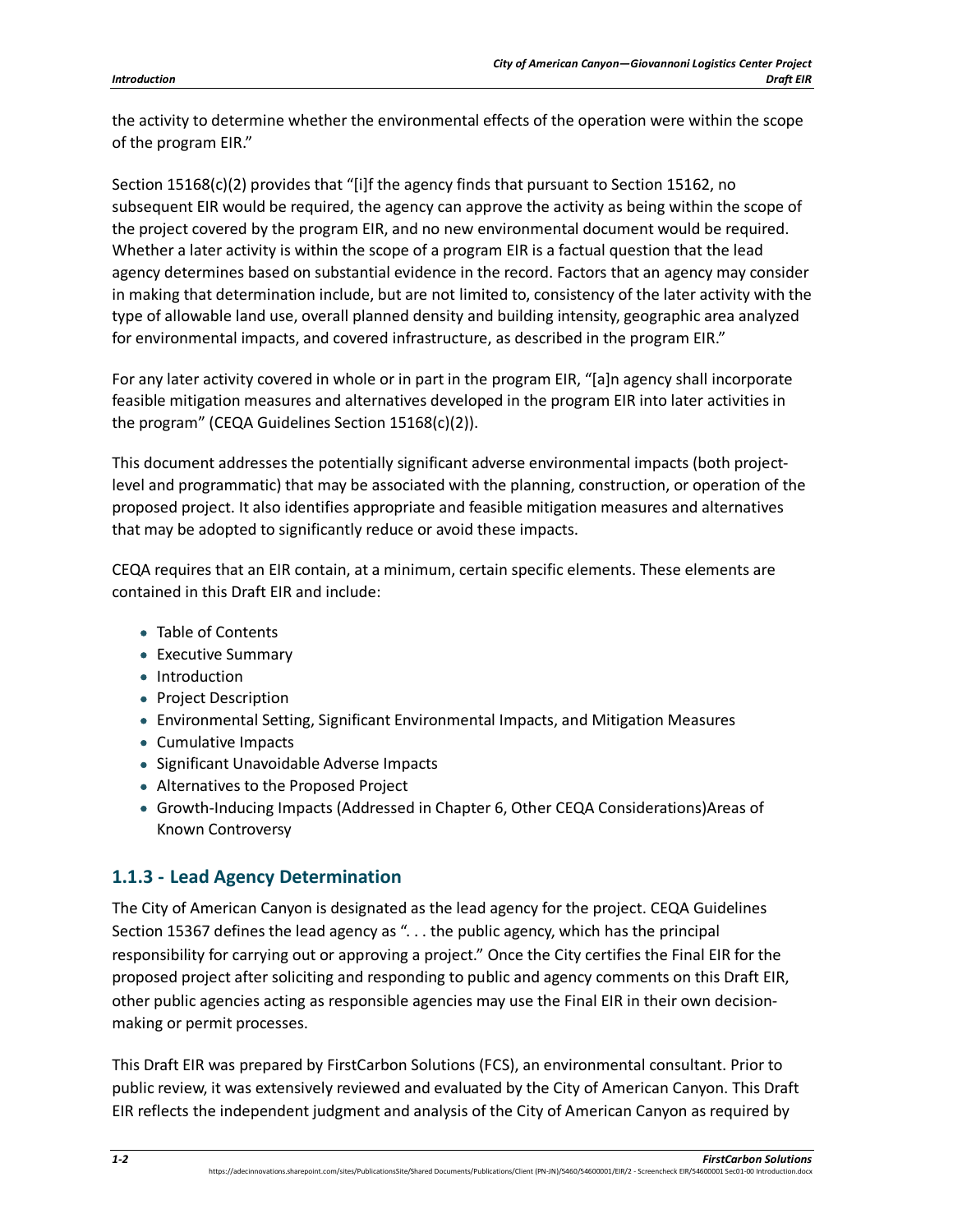the activity to determine whether the environmental effects of the operation were within the scope of the program EIR."

Section 15168(c)(2) provides that "[i]f the agency finds that pursuant to Section 15162, no subsequent EIR would be required, the agency can approve the activity as being within the scope of the project covered by the program EIR, and no new environmental document would be required. Whether a later activity is within the scope of a program EIR is a factual question that the lead agency determines based on substantial evidence in the record. Factors that an agency may consider in making that determination include, but are not limited to, consistency of the later activity with the type of allowable land use, overall planned density and building intensity, geographic area analyzed for environmental impacts, and covered infrastructure, as described in the program EIR."

For any later activity covered in whole or in part in the program EIR, "[a]n agency shall incorporate feasible mitigation measures and alternatives developed in the program EIR into later activities in the program" (CEQA Guidelines Section 15168(c)(2)).

This document addresses the potentially significant adverse environmental impacts (both project-level and programmatic) that may be associated with the planning, construction, or operation of the proposed project. It also identifies appropriate and feasible mitigation measures and alternatives that may be adopted to significantly reduce or avoid these impacts.

CEQA requires that an EIR contain, at a minimum, certain specific elements. These elements are contained in this Draft EIR and include:

- Table of Contents
- Executive Summary
- Introduction
- Project Description
- Environmental Setting, Significant Environmental Impacts, and Mitigation Measures
- Cumulative Impacts
- Significant Unavoidable Adverse Impacts
- Alternatives to the Proposed Project
- Growth-Inducing Impacts (Addressed in Chapter 6, Other CEQA Considerations)Areas of Known Controversy

### 1.1.3 - Lead Agency Determination

The City of American Canyon is designated as the lead agency for the project. CEQA Guidelines Section 15367 defines the lead agency as ". . . the public agency, which has the principal responsibility for carrying out or approving a project." Once the City certifies the Final EIR for the proposed project after soliciting and responding to public and agency comments on this Draft EIR, other public agencies acting as responsible agencies may use the Final EIR in their own decision-making or permit processes.

This Draft EIR was prepared by FirstCarbon Solutions (FCS), an environmental consultant. Prior to public review, it was extensively reviewed and evaluated by the City of American Canyon. This Draft EIR reflects the independent judgment and analysis of the City of American Canyon as required by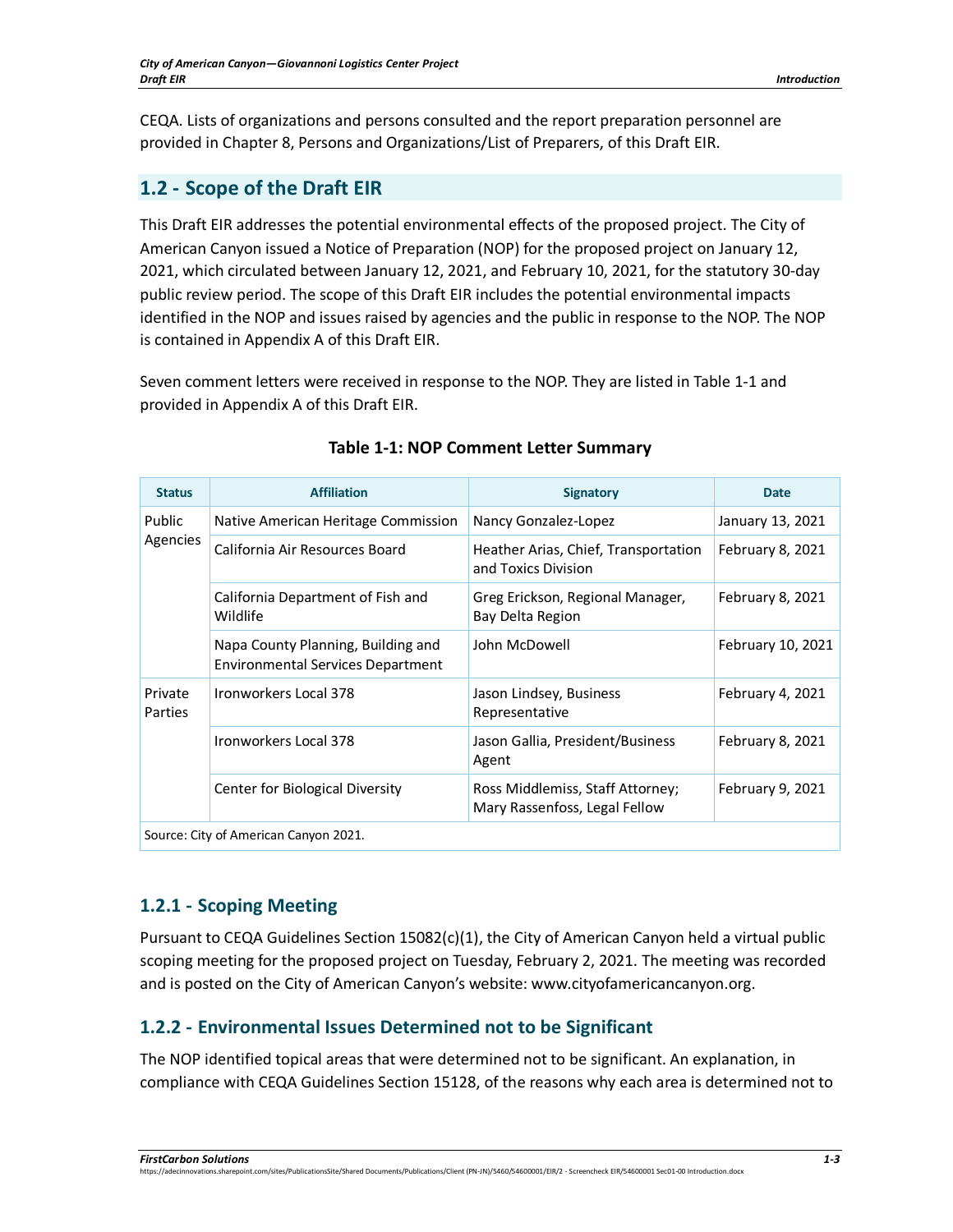CEQA. Lists of organizations and persons consulted and the report preparation personnel are provided in Chapter 8, Persons and Organizations/List of Preparers, of this Draft EIR.

## 1.2 - Scope of the Draft EIR

This Draft EIR addresses the potential environmental effects of the proposed project. The City of American Canyon issued a Notice of Preparation (NOP) for the proposed project on January 12, 2021, which circulated between January 12, 2021, and February 10, 2021, for the statutory 30-day public review period. The scope of this Draft EIR includes the potential environmental impacts identified in the NOP and issues raised by agencies and the public in response to the NOP. The NOP is contained in Appendix A of this Draft EIR.

Seven comment letters were received in response to the NOP. They are listed in Table 1-1 and provided in Appendix A of this Draft EIR.

**Table 1-1: NOP Comment Letter Summary**

| Status | Affiliation | Signatory | Date |
|---|---|---|---|
| Public Agencies | Native American Heritage Commission | Nancy Gonzalez-Lopez | January 13, 2021 |
| | California Air Resources Board | Heather Arias, Chief, Transportation and Toxics Division | February 8, 2021 |
| | California Department of Fish and Wildlife | Greg Erickson, Regional Manager, Bay Delta Region | February 8, 2021 |
| | Napa County Planning, Building and Environmental Services Department | John McDowell | February 10, 2021 |
| Private Parties | Ironworkers Local 378 | Jason Lindsey, Business Representative | February 4, 2021 |
| | Ironworkers Local 378 | Jason Gallia, President/Business Agent | February 8, 2021 |
| | Center for Biological Diversity | Ross Middlemiss, Staff Attorney; Mary Rassenfoss, Legal Fellow | February 9, 2021 |
| Source: City of American Canyon 2021. | | | |

### 1.2.1 - Scoping Meeting

Pursuant to CEQA Guidelines Section 15082(c)(1), the City of American Canyon held a virtual public scoping meeting for the proposed project on Tuesday, February 2, 2021. The meeting was recorded and is posted on the City of American Canyon's website: www.cityofamericancanyon.org.

### 1.2.2 - Environmental Issues Determined not to be Significant

The NOP identified topical areas that were determined not to be significant. An explanation, in compliance with CEQA Guidelines Section 15128, of the reasons why each area is determined not to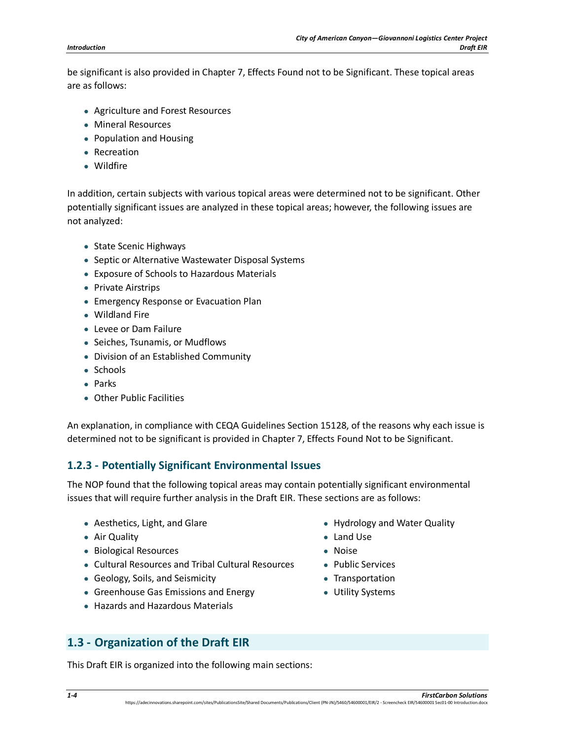be significant is also provided in Chapter 7, Effects Found not to be Significant. These topical areas are as follows:

- Agriculture and Forest Resources
- Mineral Resources
- Population and Housing
- Recreation
- Wildfire

In addition, certain subjects with various topical areas were determined not to be significant. Other potentially significant issues are analyzed in these topical areas; however, the following issues are not analyzed:

- State Scenic Highways
- Septic or Alternative Wastewater Disposal Systems
- Exposure of Schools to Hazardous Materials
- Private Airstrips
- Emergency Response or Evacuation Plan
- Wildland Fire
- Levee or Dam Failure
- Seiches, Tsunamis, or Mudflows
- Division of an Established Community
- Schools
- Parks
- Other Public Facilities

An explanation, in compliance with CEQA Guidelines Section 15128, of the reasons why each issue is determined not to be significant is provided in Chapter 7, Effects Found Not to be Significant.

### 1.2.3 - Potentially Significant Environmental Issues

The NOP found that the following topical areas may contain potentially significant environmental issues that will require further analysis in the Draft EIR. These sections are as follows:

- Aesthetics, Light, and Glare
- Air Quality
- Biological Resources
- Cultural Resources and Tribal Cultural Resources
- Geology, Soils, and Seismicity
- Greenhouse Gas Emissions and Energy
- Hazards and Hazardous Materials
- Hydrology and Water Quality
- Land Use
- Noise
- Public Services
- Transportation
- Utility Systems

## 1.3 - Organization of the Draft EIR

This Draft EIR is organized into the following main sections: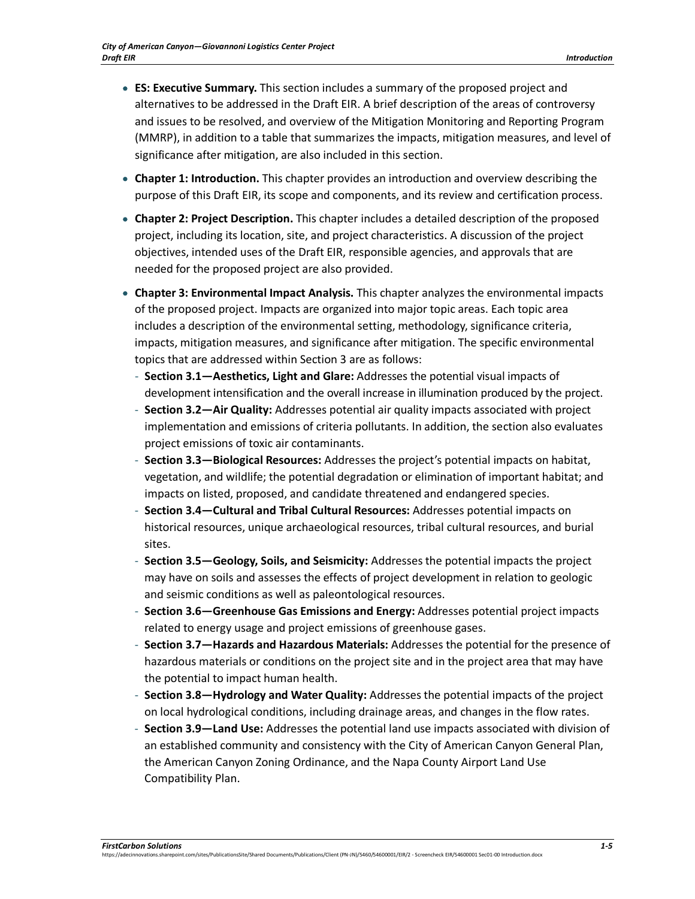- **ES: Executive Summary.** This section includes a summary of the proposed project and alternatives to be addressed in the Draft EIR. A brief description of the areas of controversy and issues to be resolved, and overview of the Mitigation Monitoring and Reporting Program (MMRP), in addition to a table that summarizes the impacts, mitigation measures, and level of significance after mitigation, are also included in this section.
- **Chapter 1: Introduction.** This chapter provides an introduction and overview describing the purpose of this Draft EIR, its scope and components, and its review and certification process.
- **Chapter 2: Project Description.** This chapter includes a detailed description of the proposed project, including its location, site, and project characteristics. A discussion of the project objectives, intended uses of the Draft EIR, responsible agencies, and approvals that are needed for the proposed project are also provided.
- **Chapter 3: Environmental Impact Analysis.** This chapter analyzes the environmental impacts of the proposed project. Impacts are organized into major topic areas. Each topic area includes a description of the environmental setting, methodology, significance criteria, impacts, mitigation measures, and significance after mitigation. The specific environmental topics that are addressed within Section 3 are as follows:
  - **Section 3.1—Aesthetics, Light and Glare:** Addresses the potential visual impacts of development intensification and the overall increase in illumination produced by the project.
  - **Section 3.2—Air Quality:** Addresses potential air quality impacts associated with project implementation and emissions of criteria pollutants. In addition, the section also evaluates project emissions of toxic air contaminants.
  - **Section 3.3—Biological Resources:** Addresses the project's potential impacts on habitat, vegetation, and wildlife; the potential degradation or elimination of important habitat; and impacts on listed, proposed, and candidate threatened and endangered species.
  - **Section 3.4—Cultural and Tribal Cultural Resources:** Addresses potential impacts on historical resources, unique archaeological resources, tribal cultural resources, and burial sites.
  - **Section 3.5—Geology, Soils, and Seismicity:** Addresses the potential impacts the project may have on soils and assesses the effects of project development in relation to geologic and seismic conditions as well as paleontological resources.
  - **Section 3.6—Greenhouse Gas Emissions and Energy:** Addresses potential project impacts related to energy usage and project emissions of greenhouse gases.
  - **Section 3.7—Hazards and Hazardous Materials:** Addresses the potential for the presence of hazardous materials or conditions on the project site and in the project area that may have the potential to impact human health.
  - **Section 3.8—Hydrology and Water Quality:** Addresses the potential impacts of the project on local hydrological conditions, including drainage areas, and changes in the flow rates.
  - **Section 3.9—Land Use:** Addresses the potential land use impacts associated with division of an established community and consistency with the City of American Canyon General Plan, the American Canyon Zoning Ordinance, and the Napa County Airport Land Use Compatibility Plan.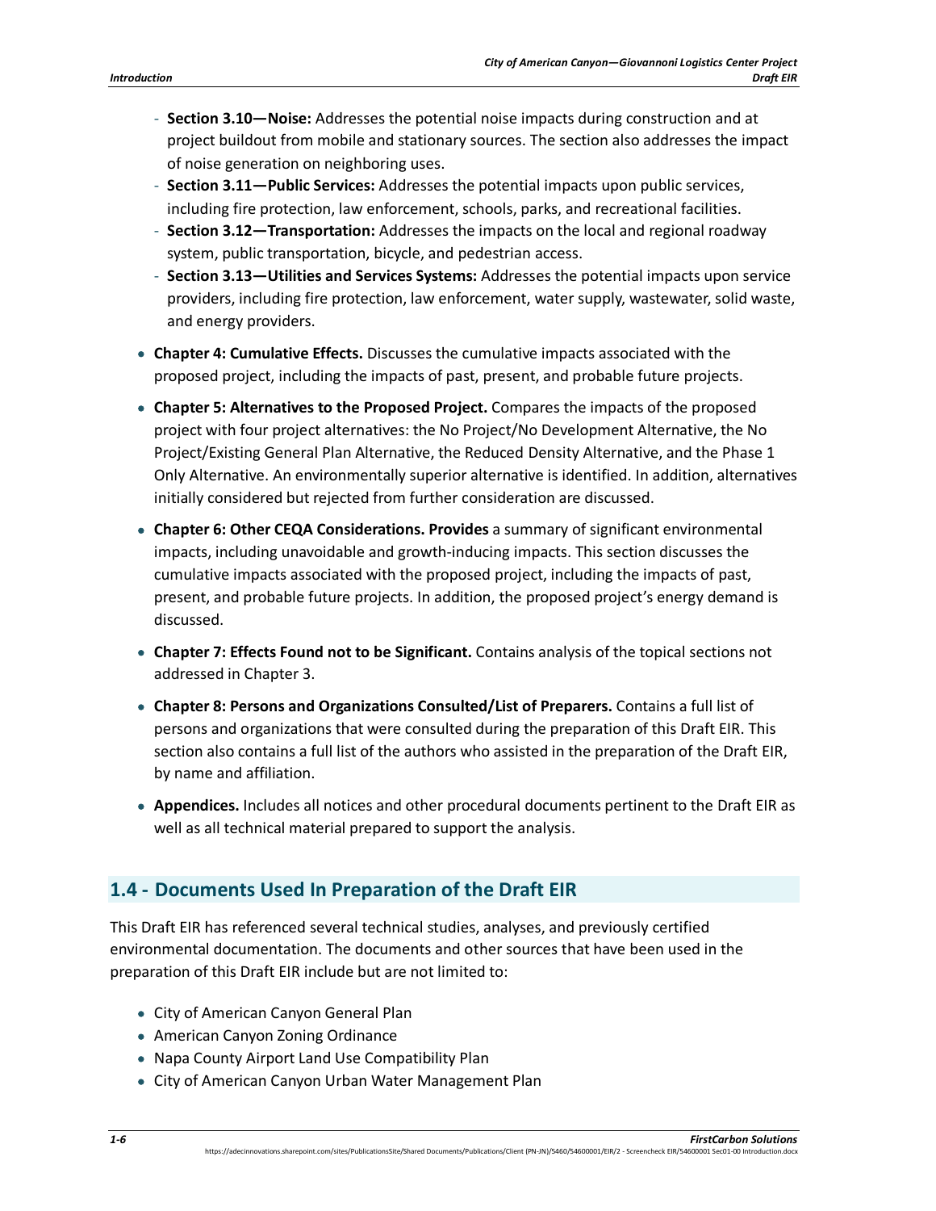- Section 3.10—Noise: Addresses the potential noise impacts during construction and at project buildout from mobile and stationary sources. The section also addresses the impact of noise generation on neighboring uses.
- **Section 3.11—Public Services:** Addresses the potential impacts upon public services, including fire protection, law enforcement, schools, parks, and recreational facilities.
- **Section 3.12—Transportation:** Addresses the impacts on the local and regional roadway system, public transportation, bicycle, and pedestrian access.
- **Section 3.13—Utilities and Services Systems:** Addresses the potential impacts upon service providers, including fire protection, law enforcement, water supply, wastewater, solid waste, and energy providers.

- **Chapter 4: Cumulative Effects.** Discusses the cumulative impacts associated with the proposed project, including the impacts of past, present, and probable future projects.
- **Chapter 5: Alternatives to the Proposed Project.** Compares the impacts of the proposed project with four project alternatives: the No Project/No Development Alternative, the No Project/Existing General Plan Alternative, the Reduced Density Alternative, and the Phase 1 Only Alternative. An environmentally superior alternative is identified. In addition, alternatives initially considered but rejected from further consideration are discussed.
- **Chapter 6: Other CEQA Considerations. Provides** a summary of significant environmental impacts, including unavoidable and growth-inducing impacts. This section discusses the cumulative impacts associated with the proposed project, including the impacts of past, present, and probable future projects. In addition, the proposed project's energy demand is discussed.
- **Chapter 7: Effects Found not to be Significant.** Contains analysis of the topical sections not addressed in Chapter 3.
- **Chapter 8: Persons and Organizations Consulted/List of Preparers.** Contains a full list of persons and organizations that were consulted during the preparation of this Draft EIR. This section also contains a full list of the authors who assisted in the preparation of the Draft EIR, by name and affiliation.
- **Appendices.** Includes all notices and other procedural documents pertinent to the Draft EIR as well as all technical material prepared to support the analysis.

## 1.4 - Documents Used In Preparation of the Draft EIR

This Draft EIR has referenced several technical studies, analyses, and previously certified environmental documentation. The documents and other sources that have been used in the preparation of this Draft EIR include but are not limited to:

- City of American Canyon General Plan
- American Canyon Zoning Ordinance
- Napa County Airport Land Use Compatibility Plan
- City of American Canyon Urban Water Management Plan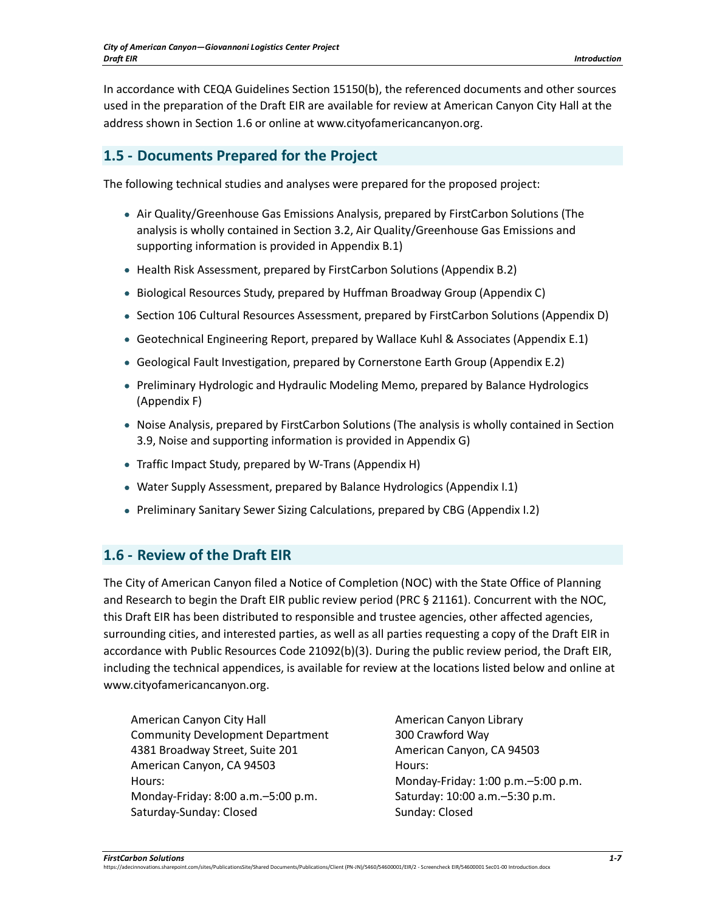In accordance with CEQA Guidelines Section 15150(b), the referenced documents and other sources used in the preparation of the Draft EIR are available for review at American Canyon City Hall at the address shown in Section 1.6 or online at www.cityofamericancanyon.org.

## 1.5 - Documents Prepared for the Project

The following technical studies and analyses were prepared for the proposed project:

- Air Quality/Greenhouse Gas Emissions Analysis, prepared by FirstCarbon Solutions (The analysis is wholly contained in Section 3.2, Air Quality/Greenhouse Gas Emissions and supporting information is provided in Appendix B.1)
- Health Risk Assessment, prepared by FirstCarbon Solutions (Appendix B.2)
- Biological Resources Study, prepared by Huffman Broadway Group (Appendix C)
- Section 106 Cultural Resources Assessment, prepared by FirstCarbon Solutions (Appendix D)
- Geotechnical Engineering Report, prepared by Wallace Kuhl & Associates (Appendix E.1)
- Geological Fault Investigation, prepared by Cornerstone Earth Group (Appendix E.2)
- Preliminary Hydrologic and Hydraulic Modeling Memo, prepared by Balance Hydrologics (Appendix F)
- Noise Analysis, prepared by FirstCarbon Solutions (The analysis is wholly contained in Section 3.9, Noise and supporting information is provided in Appendix G)
- Traffic Impact Study, prepared by W-Trans (Appendix H)
- Water Supply Assessment, prepared by Balance Hydrologics (Appendix I.1)
- Preliminary Sanitary Sewer Sizing Calculations, prepared by CBG (Appendix I.2)

## 1.6 - Review of the Draft EIR

The City of American Canyon filed a Notice of Completion (NOC) with the State Office of Planning and Research to begin the Draft EIR public review period (PRC § 21161). Concurrent with the NOC, this Draft EIR has been distributed to responsible and trustee agencies, other affected agencies, surrounding cities, and interested parties, as well as all parties requesting a copy of the Draft EIR in accordance with Public Resources Code 21092(b)(3). During the public review period, the Draft EIR, including the technical appendices, is available for review at the locations listed below and online at www.cityofamericancanyon.org.

American Canyon City Hall
Community Development Department
4381 Broadway Street, Suite 201
American Canyon, CA 94503
Hours:
Monday-Friday: 8:00 a.m.–5:00 p.m.
Saturday-Sunday: Closed

American Canyon Library
300 Crawford Way
American Canyon, CA 94503
Hours:
Monday-Friday: 1:00 p.m.–5:00 p.m.
Saturday: 10:00 a.m.–5:30 p.m.
Sunday: Closed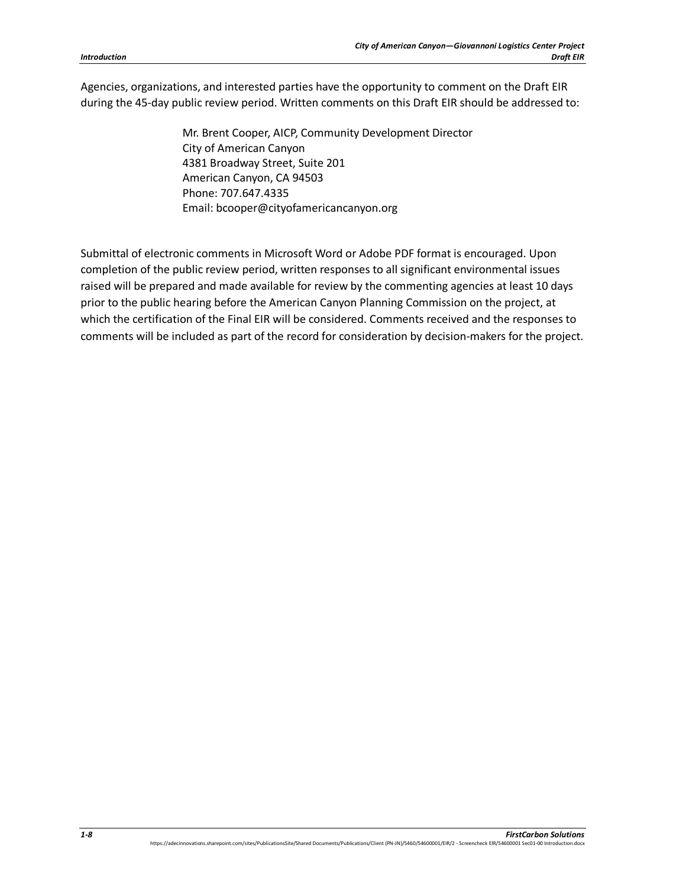Agencies, organizations, and interested parties have the opportunity to comment on the Draft EIR during the 45-day public review period. Written comments on this Draft EIR should be addressed to:

> Mr. Brent Cooper, AICP, Community Development Director
> City of American Canyon
> 4381 Broadway Street, Suite 201
> American Canyon, CA 94503
> Phone: 707.647.4335
> Email: bcooper@cityofamericancanyon.org

Submittal of electronic comments in Microsoft Word or Adobe PDF format is encouraged. Upon completion of the public review period, written responses to all significant environmental issues raised will be prepared and made available for review by the commenting agencies at least 10 days prior to the public hearing before the American Canyon Planning Commission on the project, at which the certification of the Final EIR will be considered. Comments received and the responses to comments will be included as part of the record for consideration by decision-makers for the project.